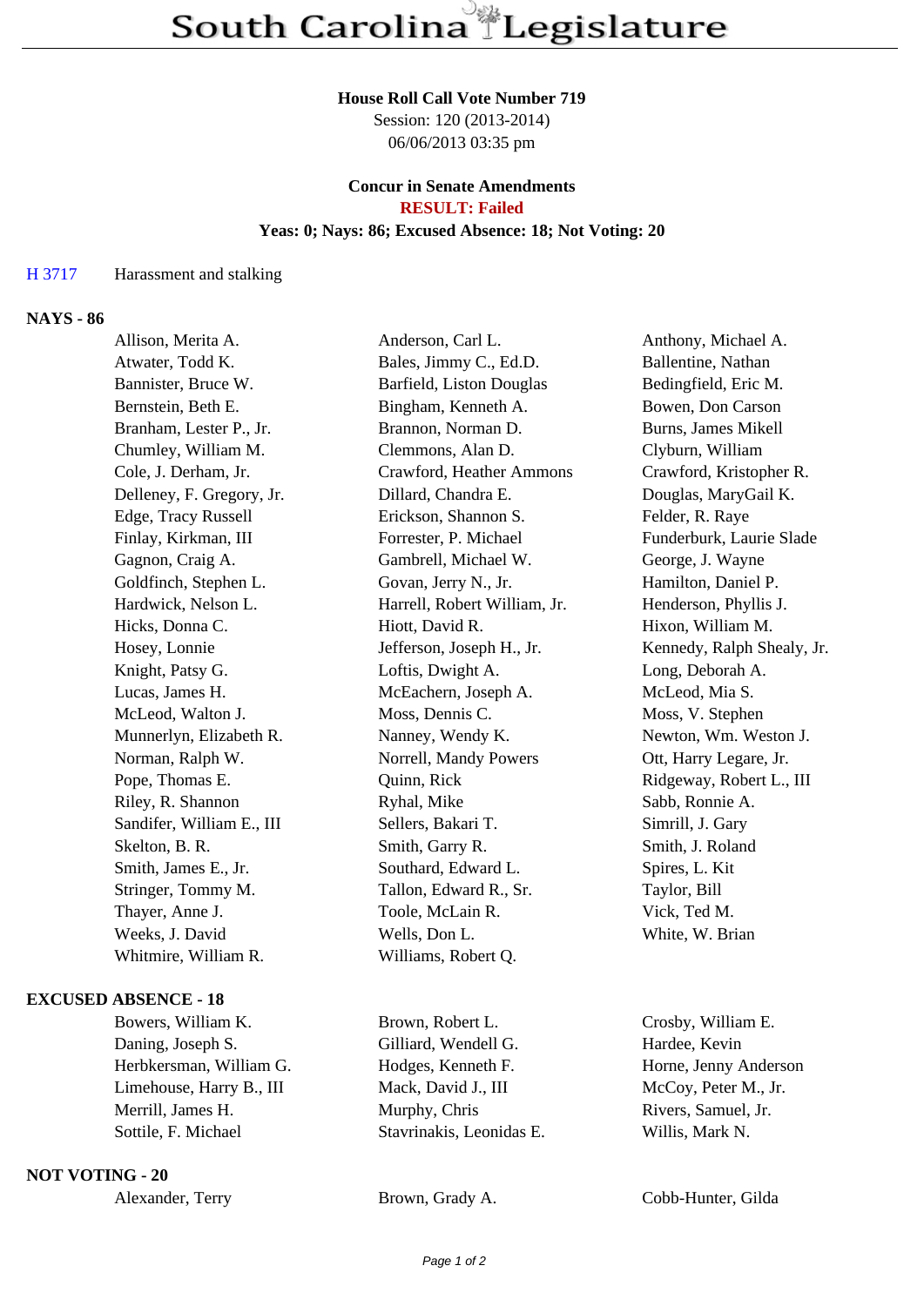# South Carolina Legislature

**House Roll Call Vote Number 719**
Session: 120 (2013-2014)
06/06/2013 03:35 pm

**Concur in Senate Amendments**
**RESULT: Failed**
**Yeas: 0; Nays: 86; Excused Absence: 18; Not Voting: 20**

H 3717 Harassment and stalking

**NAYS - 86**

| | | |
|---|---|---|
| Allison, Merita A. | Anderson, Carl L. | Anthony, Michael A. |
| Atwater, Todd K. | Bales, Jimmy C., Ed.D. | Ballentine, Nathan |
| Bannister, Bruce W. | Barfield, Liston Douglas | Bedingfield, Eric M. |
| Bernstein, Beth E. | Bingham, Kenneth A. | Bowen, Don Carson |
| Branham, Lester P., Jr. | Brannon, Norman D. | Burns, James Mikell |
| Chumley, William M. | Clemmons, Alan D. | Clyburn, William |
| Cole, J. Derham, Jr. | Crawford, Heather Ammons | Crawford, Kristopher R. |
| Delleney, F. Gregory, Jr. | Dillard, Chandra E. | Douglas, MaryGail K. |
| Edge, Tracy Russell | Erickson, Shannon S. | Felder, R. Raye |
| Finlay, Kirkman, III | Forrester, P. Michael | Funderburk, Laurie Slade |
| Gagnon, Craig A. | Gambrell, Michael W. | George, J. Wayne |
| Goldfinch, Stephen L. | Govan, Jerry N., Jr. | Hamilton, Daniel P. |
| Hardwick, Nelson L. | Harrell, Robert William, Jr. | Henderson, Phyllis J. |
| Hicks, Donna C. | Hiott, David R. | Hixon, William M. |
| Hosey, Lonnie | Jefferson, Joseph H., Jr. | Kennedy, Ralph Shealy, Jr. |
| Knight, Patsy G. | Loftis, Dwight A. | Long, Deborah A. |
| Lucas, James H. | McEachern, Joseph A. | McLeod, Mia S. |
| McLeod, Walton J. | Moss, Dennis C. | Moss, V. Stephen |
| Munnerlyn, Elizabeth R. | Nanney, Wendy K. | Newton, Wm. Weston J. |
| Norman, Ralph W. | Norrell, Mandy Powers | Ott, Harry Legare, Jr. |
| Pope, Thomas E. | Quinn, Rick | Ridgeway, Robert L., III |
| Riley, R. Shannon | Ryhal, Mike | Sabb, Ronnie A. |
| Sandifer, William E., III | Sellers, Bakari T. | Simrill, J. Gary |
| Skelton, B. R. | Smith, Garry R. | Smith, J. Roland |
| Smith, James E., Jr. | Southard, Edward L. | Spires, L. Kit |
| Stringer, Tommy M. | Tallon, Edward R., Sr. | Taylor, Bill |
| Thayer, Anne J. | Toole, McLain R. | Vick, Ted M. |
| Weeks, J. David | Wells, Don L. | White, W. Brian |
| Whitmire, William R. | Williams, Robert Q. | |

**EXCUSED ABSENCE - 18**

| | | |
|---|---|---|
| Bowers, William K. | Brown, Robert L. | Crosby, William E. |
| Daning, Joseph S. | Gilliard, Wendell G. | Hardee, Kevin |
| Herbkersman, William G. | Hodges, Kenneth F. | Horne, Jenny Anderson |
| Limehouse, Harry B., III | Mack, David J., III | McCoy, Peter M., Jr. |
| Merrill, James H. | Murphy, Chris | Rivers, Samuel, Jr. |
| Sottile, F. Michael | Stavrinakis, Leonidas E. | Willis, Mark N. |

**NOT VOTING - 20**

| | | |
|---|---|---|
| Alexander, Terry | Brown, Grady A. | Cobb-Hunter, Gilda |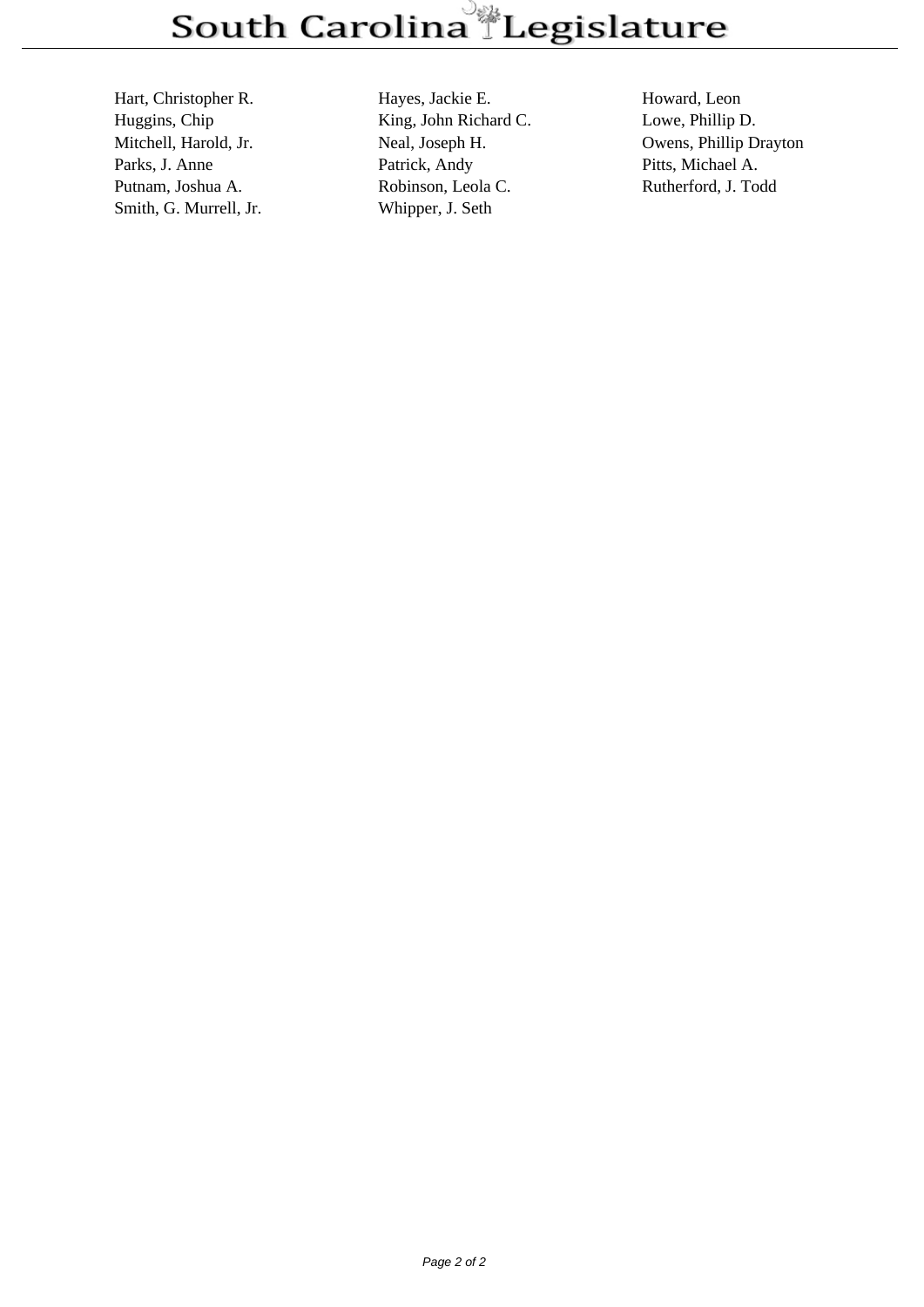Hart, Christopher R.
Hayes, Jackie E.
Howard, Leon
Huggins, Chip
King, John Richard C.
Lowe, Phillip D.
Mitchell, Harold, Jr.
Neal, Joseph H.
Owens, Phillip Drayton
Parks, J. Anne
Patrick, Andy
Pitts, Michael A.
Putnam, Joshua A.
Robinson, Leola C.
Rutherford, J. Todd
Smith, G. Murrell, Jr.
Whipper, J. Seth